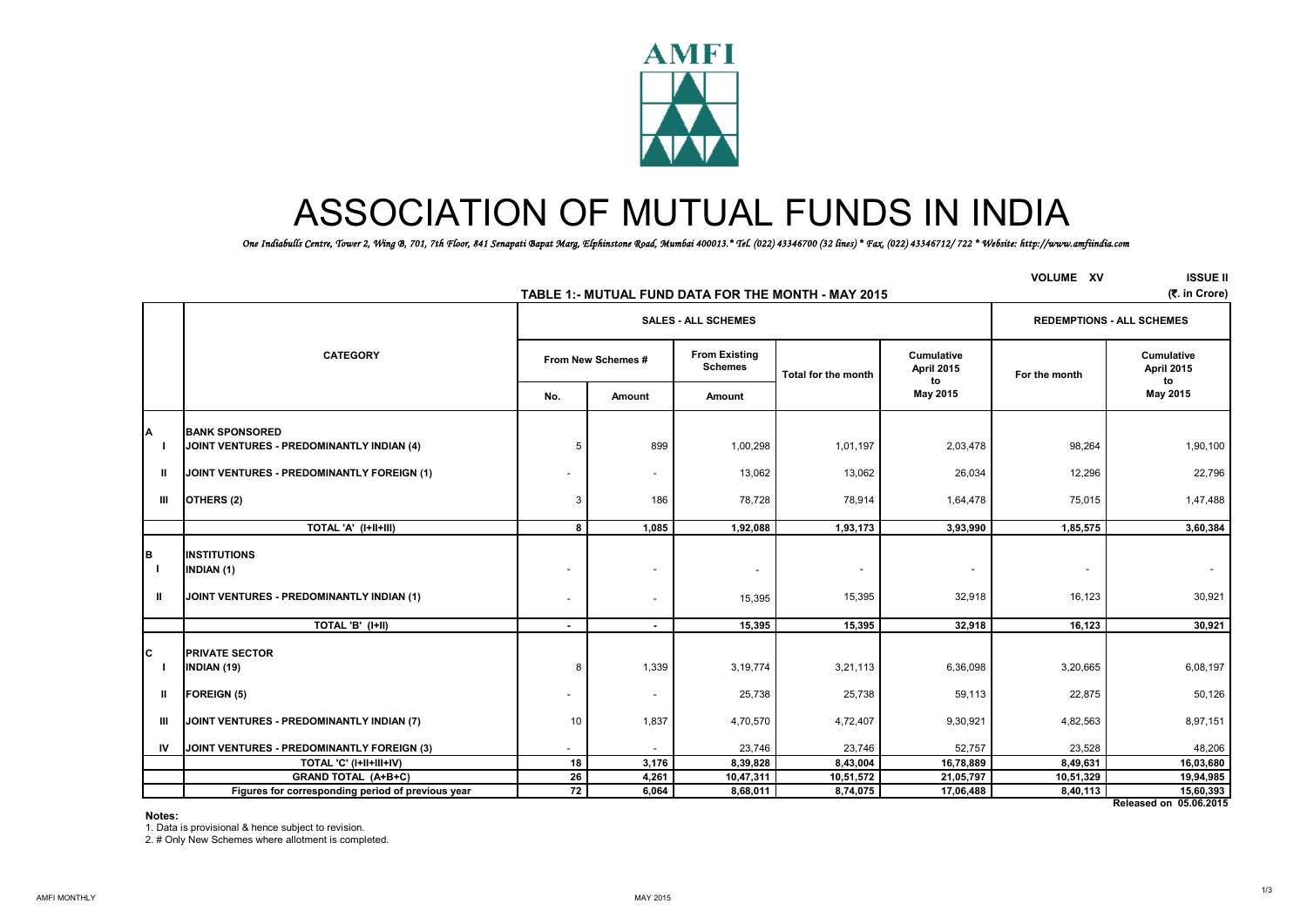# ASSOCIATION OF MUTUAL FUNDS IN INDIA

*One Indiabulls Centre, Tower 2, Wing B, 701, 7th Floor, 841 Senapati Bapat Marg, Elphinstone Road, Mumbai 400013.* Tel. (022) 43346700 (32 lines) * Fax. (022) 43346712/ 722 * Website: http://www.amfiindia.com*

VOLUME XV ISSUE II

## TABLE 1:- MUTUAL FUND DATA FOR THE MONTH - MAY 2015

(₹. in Crore)

| | CATEGORY | SALES - ALL SCHEMES | | | | | REDEMPTIONS - ALL SCHEMES | |
|---|---|---|---|---|---|---|---|---|
| | | From New Schemes # | | From Existing Schemes | Total for the month | Cumulative April 2015 to May 2015 | For the month | Cumulative April 2015 to May 2015 |
| | | No. | Amount | Amount | | | | |
| **A** | **BANK SPONSORED** | | | | | | | |
| I | **JOINT VENTURES - PREDOMINANTLY INDIAN (4)** | 5 | 899 | 1,00,298 | 1,01,197 | 2,03,478 | 98,264 | 1,90,100 |
| II | **JOINT VENTURES - PREDOMINANTLY FOREIGN (1)** | - | - | 13,062 | 13,062 | 26,034 | 12,296 | 22,796 |
| III | **OTHERS (2)** | 3 | 186 | 78,728 | 78,914 | 1,64,478 | 75,015 | 1,47,488 |
| | **TOTAL 'A' (I+II+III)** | **8** | **1,085** | **1,92,088** | **1,93,173** | **3,93,990** | **1,85,575** | **3,60,384** |
| **B** | **INSTITUTIONS** | | | | | | | |
| I | **INDIAN (1)** | - | - | - | - | - | - | - |
| II | **JOINT VENTURES - PREDOMINANTLY INDIAN (1)** | - | - | 15,395 | 15,395 | 32,918 | 16,123 | 30,921 |
| | **TOTAL 'B' (I+II)** | **-** | **-** | **15,395** | **15,395** | **32,918** | **16,123** | **30,921** |
| **C** | **PRIVATE SECTOR** | | | | | | | |
| I | **INDIAN (19)** | 8 | 1,339 | 3,19,774 | 3,21,113 | 6,36,098 | 3,20,665 | 6,08,197 |
| II | **FOREIGN (5)** | - | - | 25,738 | 25,738 | 59,113 | 22,875 | 50,126 |
| III | **JOINT VENTURES - PREDOMINANTLY INDIAN (7)** | 10 | 1,837 | 4,70,570 | 4,72,407 | 9,30,921 | 4,82,563 | 8,97,151 |
| IV | **JOINT VENTURES - PREDOMINANTLY FOREIGN (3)** | - | - | 23,746 | 23,746 | 52,757 | 23,528 | 48,206 |
| | **TOTAL 'C' (I+II+III+IV)** | **18** | **3,176** | **8,39,828** | **8,43,004** | **16,78,889** | **8,49,631** | **16,03,680** |
| | **GRAND TOTAL (A+B+C)** | **26** | **4,261** | **10,47,311** | **10,51,572** | **21,05,797** | **10,51,329** | **19,94,985** |
| | **Figures for corresponding period of previous year** | **72** | **6,064** | **8,68,011** | **8,74,075** | **17,06,488** | **8,40,113** | **15,60,393** |

**Released on 05.06.2015**

**Notes:**

1. Data is provisional & hence subject to revision.
2. # Only New Schemes where allotment is completed.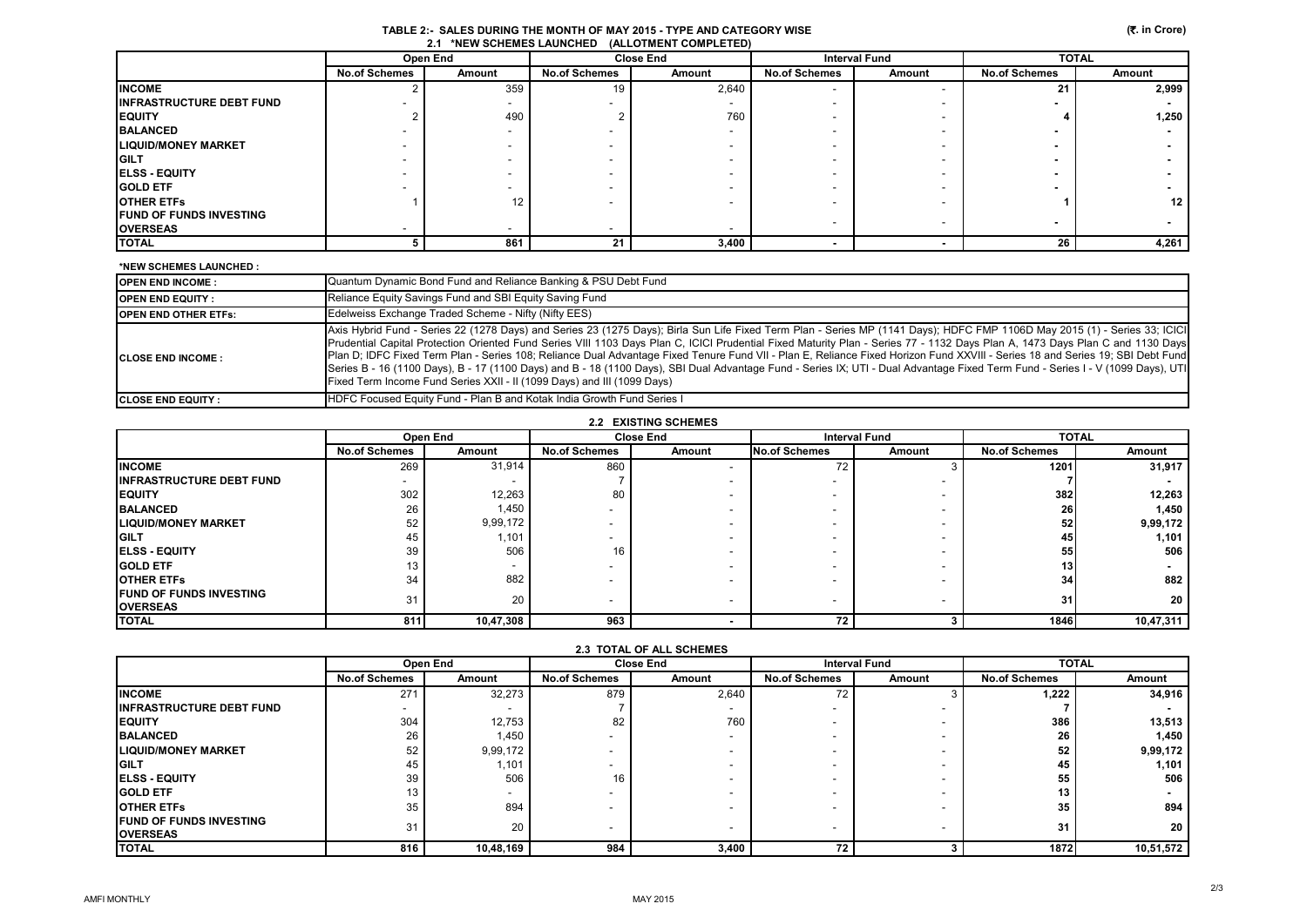# TABLE 2:- SALES DURING THE MONTH OF MAY 2015 - TYPE AND CATEGORY WISE

(₹. in Crore)

## 2.1 *NEW SCHEMES LAUNCHED (ALLOTMENT COMPLETED)

| | Open End | | Close End | | Interval Fund | | TOTAL | |
|---|---|---|---|---|---|---|---|---|
| | No.of Schemes | Amount | No.of Schemes | Amount | No.of Schemes | Amount | No.of Schemes | Amount |
| INCOME | 2 | 359 | 19 | 2,640 | - | - | 21 | 2,999 |
| INFRASTRUCTURE DEBT FUND | - | - | - | - | - | - | - | - |
| EQUITY | 2 | 490 | 2 | 760 | - | - | 4 | 1,250 |
| BALANCED | - | - | - | - | - | - | - | - |
| LIQUID/MONEY MARKET | - | - | - | - | - | - | - | - |
| GILT | - | - | - | - | - | - | - | - |
| ELSS - EQUITY | - | - | - | - | - | - | - | - |
| GOLD ETF | - | - | - | - | - | - | - | - |
| OTHER ETFs | 1 | 12 | - | - | - | - | 1 | 12 |
| FUND OF FUNDS INVESTING OVERSEAS | - | - | - | - | - | - | - | - |
| TOTAL | 5 | 861 | 21 | 3,400 | - | - | 26 | 4,261 |

*NEW SCHEMES LAUNCHED :

| | |
|---|---|
| OPEN END INCOME : | Quantum Dynamic Bond Fund and Reliance Banking & PSU Debt Fund |
| OPEN END EQUITY : | Reliance Equity Savings Fund and SBI Equity Saving Fund |
| OPEN END OTHER ETFs: | Edelweiss Exchange Traded Scheme - Nifty (Nifty EES) |
| CLOSE END INCOME : | Axis Hybrid Fund - Series 22 (1278 Days) and Series 23 (1275 Days); Birla Sun Life Fixed Term Plan - Series MP (1141 Days); HDFC FMP 1106D May 2015 (1) - Series 33; ICICI Prudential Capital Protection Oriented Fund Series VIII 1103 Days Plan C, ICICI Prudential Fixed Maturity Plan - Series 77 - 1132 Days Plan A, 1473 Days Plan C and 1130 Days Plan D; IDFC Fixed Term Plan - Series 108; Reliance Dual Advantage Fixed Tenure Fund VII - Plan E, Reliance Fixed Horizon Fund XXVIII - Series 18 and Series 19; SBI Debt Fund Series B - 16 (1100 Days), B - 17 (1100 Days) and B - 18 (1100 Days), SBI Dual Advantage Fund - Series IX; UTI - Dual Advantage Fixed Term Fund - Series I - V (1099 Days), UTI Fixed Term Income Fund Series XXII - II (1099 Days) and III (1099 Days) |
| CLOSE END EQUITY : | HDFC Focused Equity Fund - Plan B and Kotak India Growth Fund Series I |

## 2.2 EXISTING SCHEMES

| | Open End | | Close End | | Interval Fund | | TOTAL | |
|---|---|---|---|---|---|---|---|---|
| | No.of Schemes | Amount | No.of Schemes | Amount | No.of Schemes | Amount | No.of Schemes | Amount |
| INCOME | 269 | 31,914 | 860 | - | 72 | 3 | 1201 | 31,917 |
| INFRASTRUCTURE DEBT FUND | - | - | 7 | - | - | - | 7 | - |
| EQUITY | 302 | 12,263 | 80 | - | - | - | 382 | 12,263 |
| BALANCED | 26 | 1,450 | - | - | - | - | 26 | 1,450 |
| LIQUID/MONEY MARKET | 52 | 9,99,172 | - | - | - | - | 52 | 9,99,172 |
| GILT | 45 | 1,101 | - | - | - | - | 45 | 1,101 |
| ELSS - EQUITY | 39 | 506 | 16 | - | - | - | 55 | 506 |
| GOLD ETF | 13 | - | - | - | - | - | 13 | - |
| OTHER ETFs | 34 | 882 | - | - | - | - | 34 | 882 |
| FUND OF FUNDS INVESTING OVERSEAS | 31 | 20 | - | - | - | - | 31 | 20 |
| TOTAL | 811 | 10,47,308 | 963 | - | 72 | 3 | 1846 | 10,47,311 |

## 2.3 TOTAL OF ALL SCHEMES

| | Open End | | Close End | | Interval Fund | | TOTAL | |
|---|---|---|---|---|---|---|---|---|
| | No.of Schemes | Amount | No.of Schemes | Amount | No.of Schemes | Amount | No.of Schemes | Amount |
| INCOME | 271 | 32,273 | 879 | 2,640 | 72 | 3 | 1,222 | 34,916 |
| INFRASTRUCTURE DEBT FUND | - | - | 7 | - | - | - | 7 | - |
| EQUITY | 304 | 12,753 | 82 | 760 | - | - | 386 | 13,513 |
| BALANCED | 26 | 1,450 | - | - | - | - | 26 | 1,450 |
| LIQUID/MONEY MARKET | 52 | 9,99,172 | - | - | - | - | 52 | 9,99,172 |
| GILT | 45 | 1,101 | - | - | - | - | 45 | 1,101 |
| ELSS - EQUITY | 39 | 506 | 16 | - | - | - | 55 | 506 |
| GOLD ETF | 13 | - | - | - | - | - | 13 | - |
| OTHER ETFs | 35 | 894 | - | - | - | - | 35 | 894 |
| FUND OF FUNDS INVESTING OVERSEAS | 31 | 20 | - | - | - | - | 31 | 20 |
| TOTAL | 816 | 10,48,169 | 984 | 3,400 | 72 | 3 | 1872 | 10,51,572 |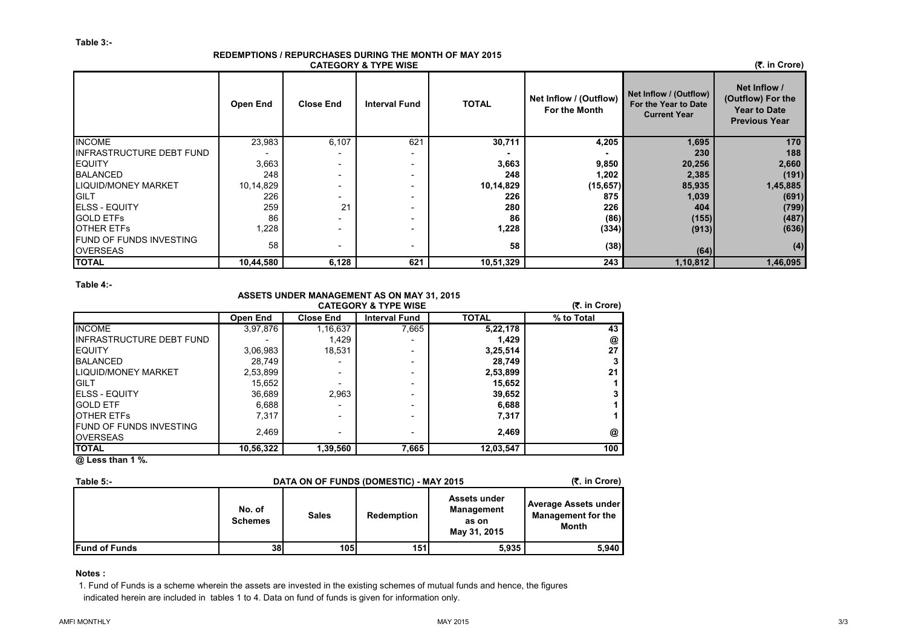**Table 3:-**

**REDEMPTIONS / REPURCHASES DURING THE MONTH OF MAY 2015**
**CATEGORY & TYPE WISE**

(₹. in Crore)

| | Open End | Close End | Interval Fund | TOTAL | Net Inflow / (Outflow) For the Month | Net Inflow / (Outflow) For the Year to Date Current Year | Net Inflow / (Outflow) For the Year to Date Previous Year |
|---|---|---|---|---|---|---|---|
| INCOME | 23,983 | 6,107 | 621 | **30,711** | **4,205** | **1,695** | **170** |
| INFRASTRUCTURE DEBT FUND | - | - | - | **-** | **-** | **230** | **188** |
| EQUITY | 3,663 | - | - | **3,663** | **9,850** | **20,256** | **2,660** |
| BALANCED | 248 | - | - | **248** | **1,202** | **2,385** | **(191)** |
| LIQUID/MONEY MARKET | 10,14,829 | - | - | **10,14,829** | **(15,657)** | **85,935** | **1,45,885** |
| GILT | 226 | - | - | **226** | **875** | **1,039** | **(691)** |
| ELSS - EQUITY | 259 | 21 | - | **280** | **226** | **404** | **(799)** |
| GOLD ETFs | 86 | - | - | **86** | **(86)** | **(155)** | **(487)** |
| OTHER ETFs | 1,228 | - | - | **1,228** | **(334)** | **(913)** | **(636)** |
| FUND OF FUNDS INVESTING OVERSEAS | 58 | - | - | **58** | **(38)** | **(64)** | **(4)** |
| **TOTAL** | **10,44,580** | **6,128** | **621** | **10,51,329** | **243** | **1,10,812** | **1,46,095** |

**Table 4:-**

**ASSETS UNDER MANAGEMENT AS ON MAY 31, 2015**
**CATEGORY & TYPE WISE**

(₹. in Crore)

| | Open End | Close End | Interval Fund | TOTAL | % to Total |
|---|---|---|---|---|---|
| INCOME | 3,97,876 | 1,16,637 | 7,665 | **5,22,178** | **43** |
| INFRASTRUCTURE DEBT FUND | - | 1,429 | - | **1,429** | **@** |
| EQUITY | 3,06,983 | 18,531 | - | **3,25,514** | **27** |
| BALANCED | 28,749 | - | - | **28,749** | **3** |
| LIQUID/MONEY MARKET | 2,53,899 | - | - | **2,53,899** | **21** |
| GILT | 15,652 | - | - | **15,652** | **1** |
| ELSS - EQUITY | 36,689 | 2,963 | - | **39,652** | **3** |
| GOLD ETF | 6,688 | - | - | **6,688** | **1** |
| OTHER ETFs | 7,317 | - | - | **7,317** | **1** |
| FUND OF FUNDS INVESTING OVERSEAS | 2,469 | - | - | **2,469** | **@** |
| **TOTAL** | **10,56,322** | **1,39,560** | **7,665** | **12,03,547** | **100** |

**@ Less than 1 %.**

**Table 5:-**

**DATA ON OF FUNDS (DOMESTIC) - MAY 2015**

(₹. in Crore)

| | No. of Schemes | Sales | Redemption | Assets under Management as on May 31, 2015 | Average Assets under Management for the Month |
|---|---|---|---|---|---|
| **Fund of Funds** | **38** | **105** | **151** | **5,935** | **5,940** |

**Notes :**

1. Fund of Funds is a scheme wherein the assets are invested in the existing schemes of mutual funds and hence, the figures indicated herein are included in tables 1 to 4. Data on fund of funds is given for information only.